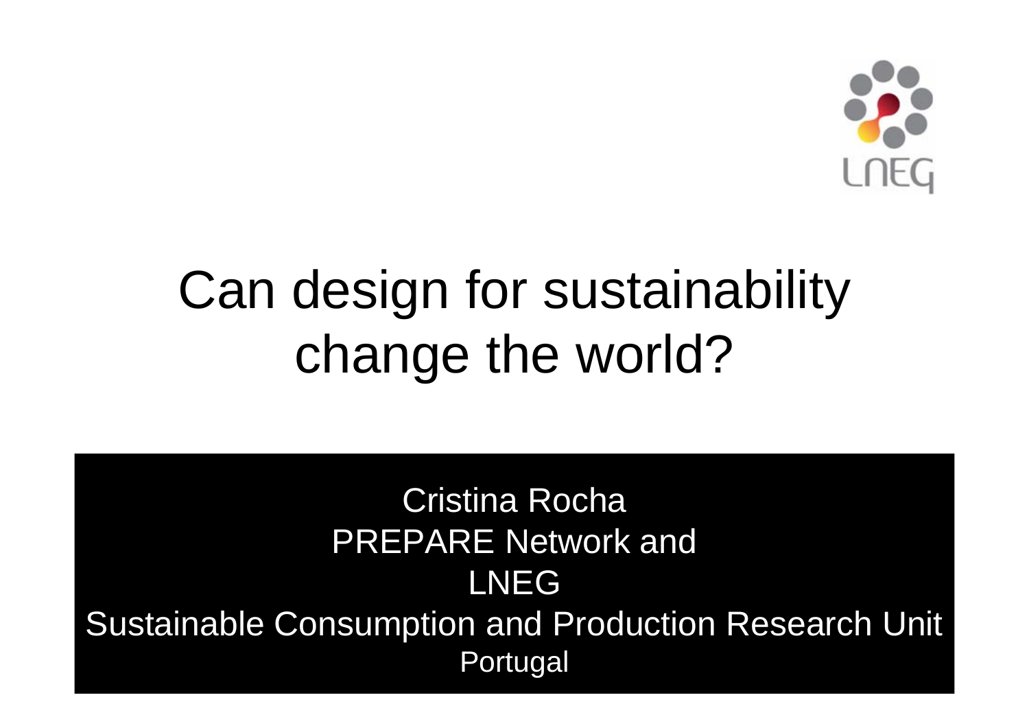LNEG

# Can design for sustainability change the world?

Cristina Rocha
PREPARE Network and
LNEG
Sustainable Consumption and Production Research Unit
Portugal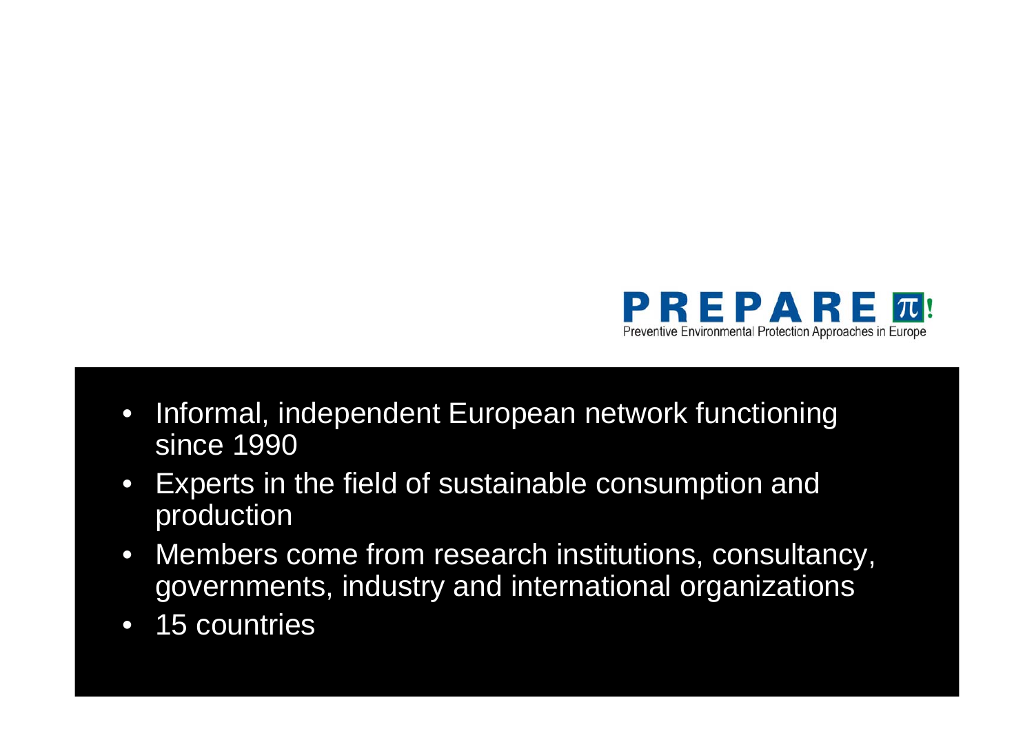# PREPARE

Preventive Environmental Protection Approaches in Europe

- Informal, independent European network functioning since 1990
- Experts in the field of sustainable consumption and production
- Members come from research institutions, consultancy, governments, industry and international organizations
- 15 countries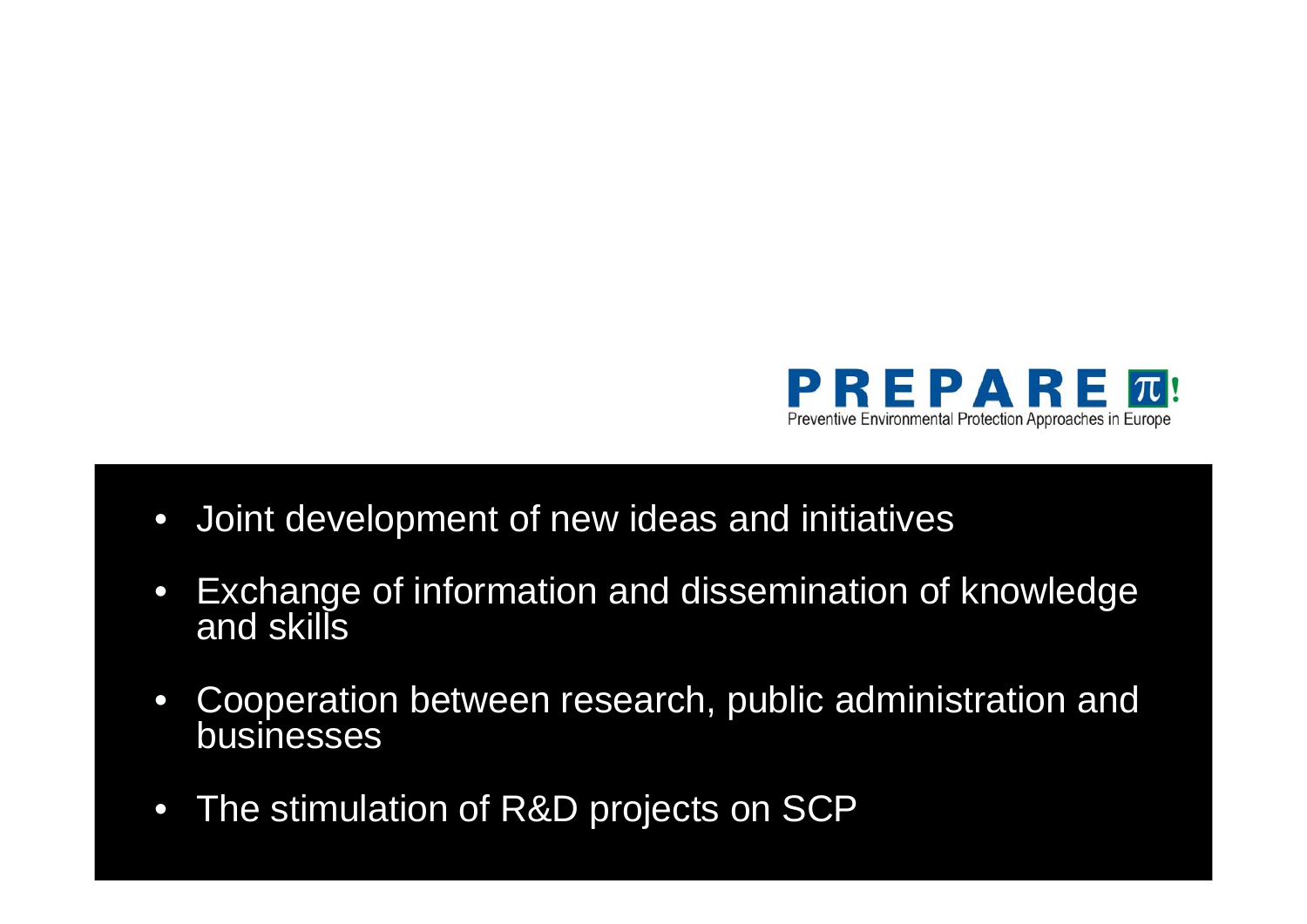PREPARE
Preventive Environmental Protection Approaches in Europe

- Joint development of new ideas and initiatives
- Exchange of information and dissemination of knowledge and skills
- Cooperation between research, public administration and businesses
- The stimulation of R&D projects on SCP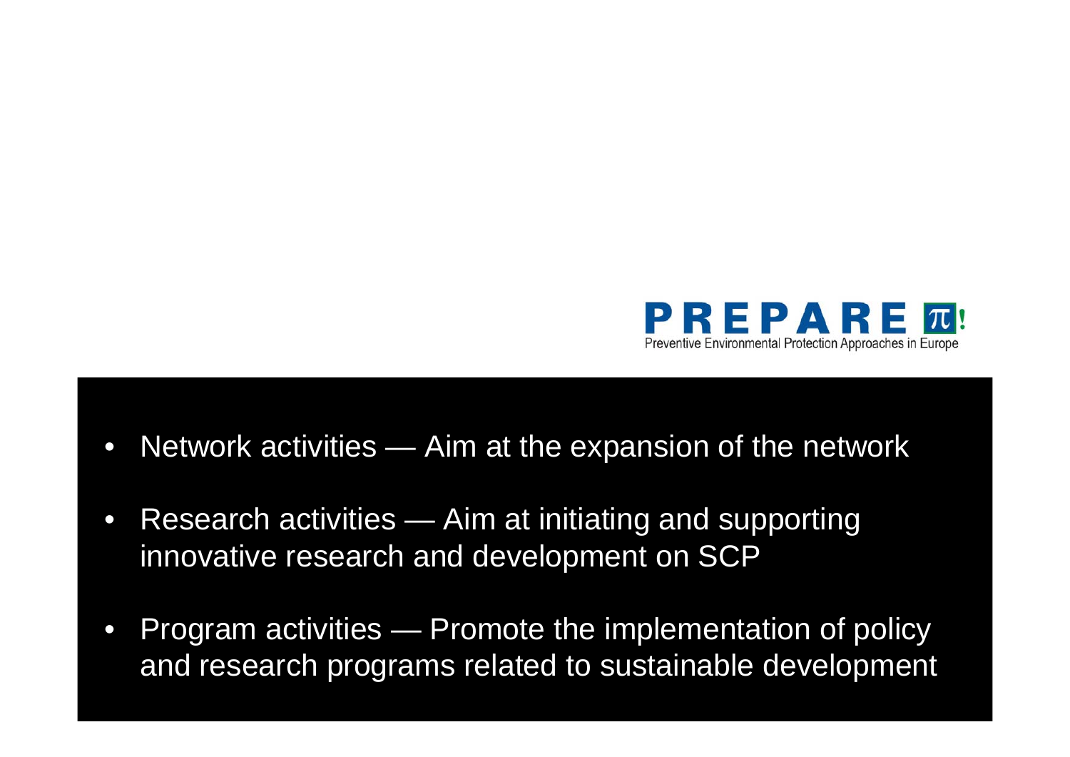**PREPARE** π!

Preventive Environmental Protection Approaches in Europe

- Network activities — Aim at the expansion of the network
- Research activities — Aim at initiating and supporting innovative research and development on SCP
- Program activities — Promote the implementation of policy and research programs related to sustainable development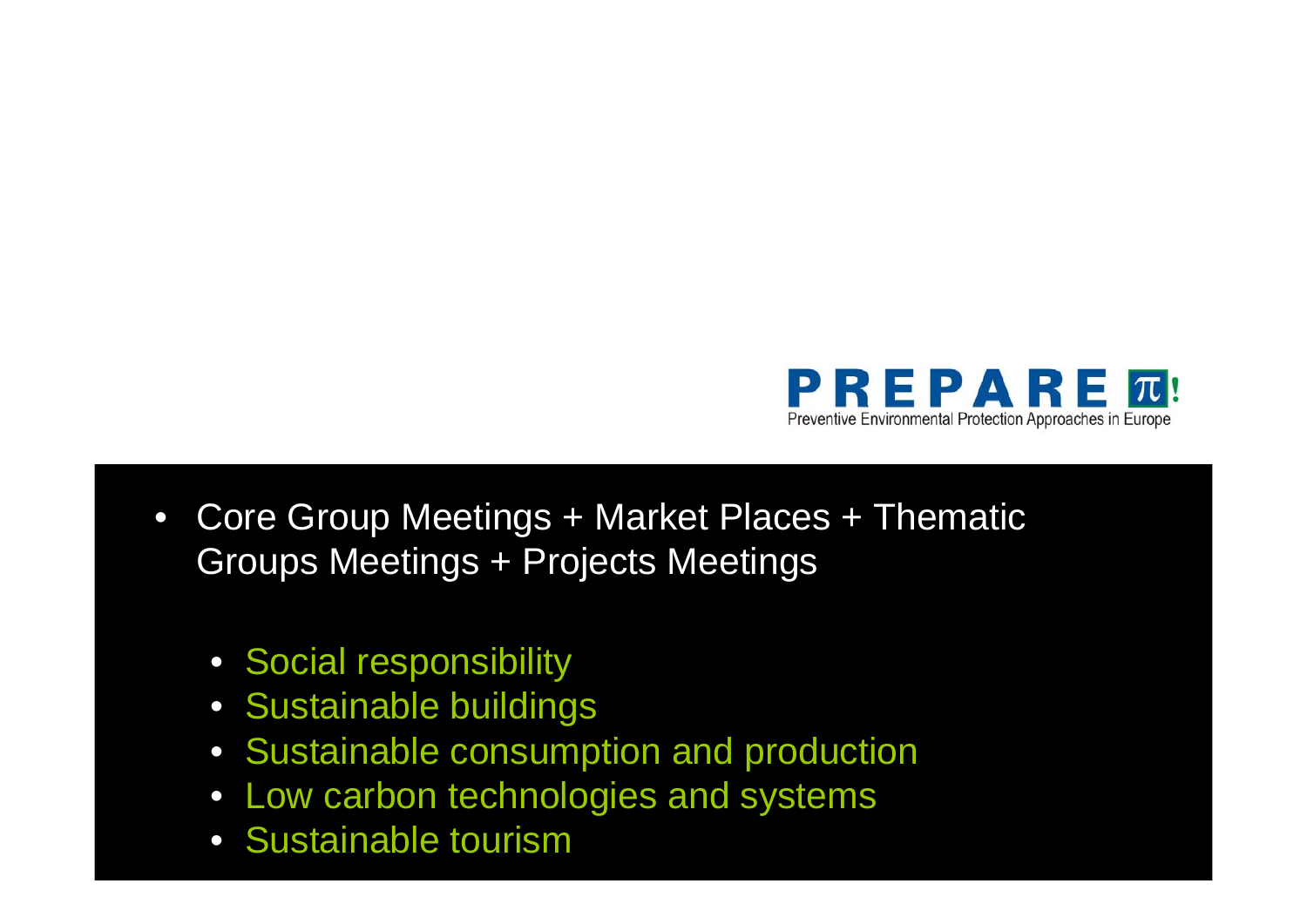PREPARE

Preventive Environmental Protection Approaches in Europe

- Core Group Meetings + Market Places + Thematic Groups Meetings + Projects Meetings
  - Social responsibility
  - Sustainable buildings
  - Sustainable consumption and production
  - Low carbon technologies and systems
  - Sustainable tourism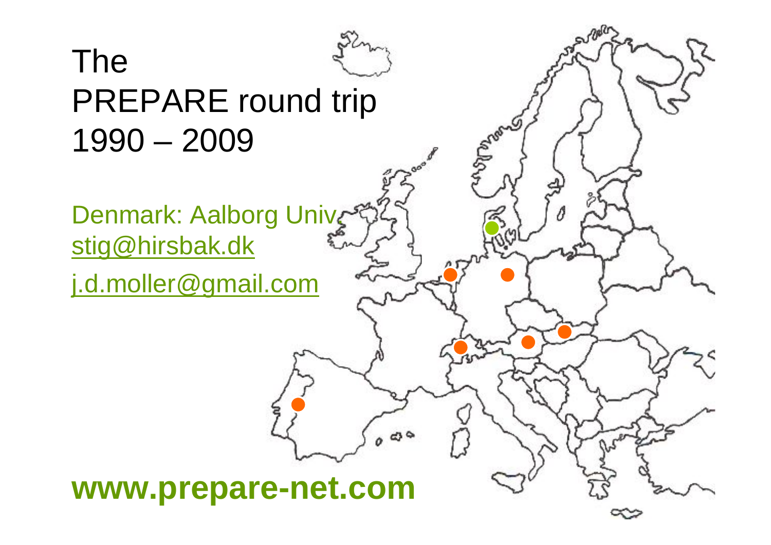# The PREPARE round trip 1990 – 2009

Denmark: Aalborg Univ.

stig@hirsbak.dk

j.d.moller@gmail.com

**www.prepare-net.com**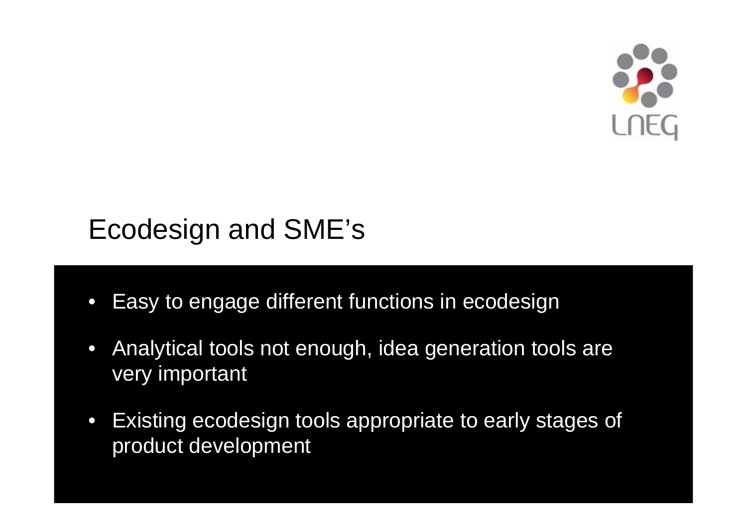## Ecodesign and SME's

- Easy to engage different functions in ecodesign
- Analytical tools not enough, idea generation tools are very important
- Existing ecodesign tools appropriate to early stages of product development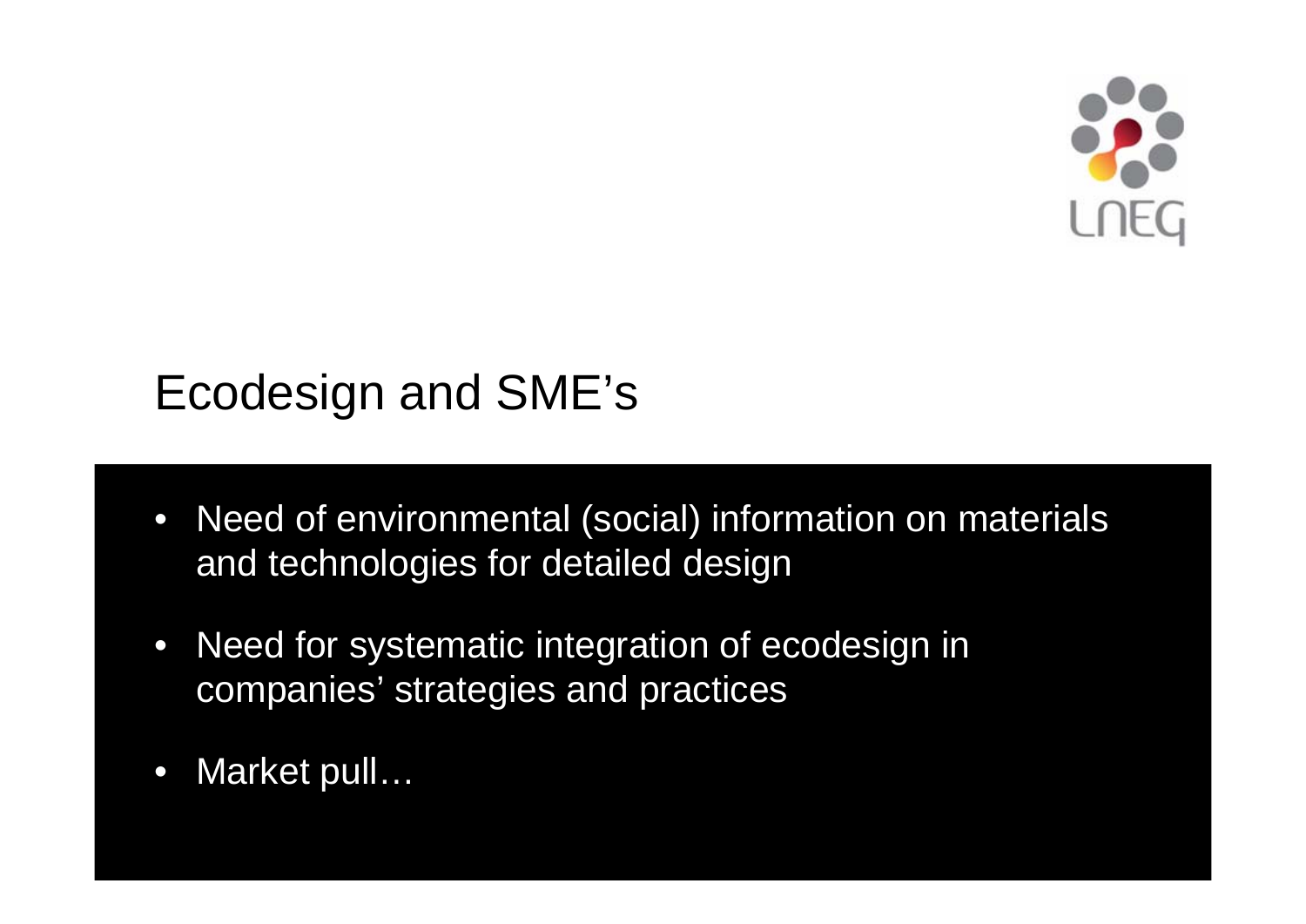# Ecodesign and SME's

- Need of environmental (social) information on materials and technologies for detailed design
- Need for systematic integration of ecodesign in companies' strategies and practices
- Market pull…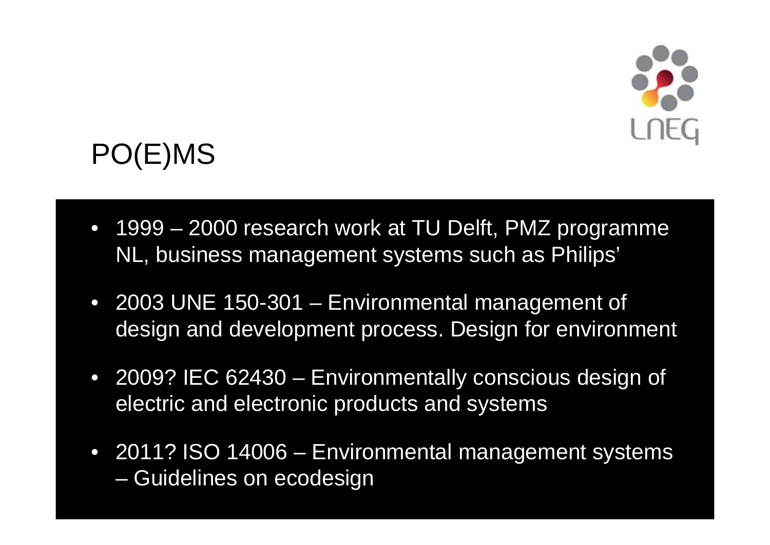# PO(E)MS

- 1999 – 2000 research work at TU Delft, PMZ programme NL, business management systems such as Philips'
- 2003 UNE 150-301 – Environmental management of design and development process. Design for environment
- 2009? IEC 62430 – Environmentally conscious design of electric and electronic products and systems
- 2011? ISO 14006 – Environmental management systems – Guidelines on ecodesign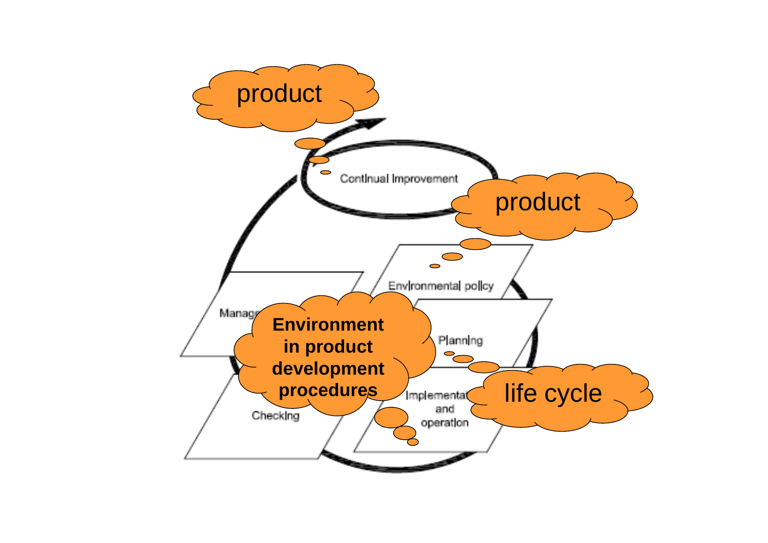product

Continual Improvement

product

Environmental policy

Management

Environment in product development procedures

Planning

life cycle

Checking

Implementation and operation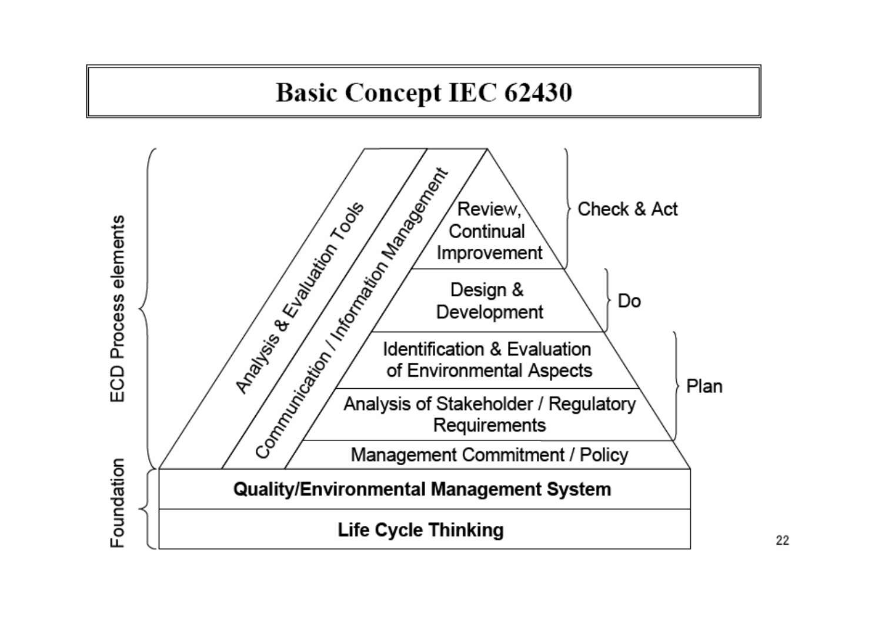# Basic Concept IEC 62430

**ECD Process elements**

- Analysis & Evaluation Tools
- Communication / Information Management
- Review, Continual Improvement — Check & Act
- Design & Development — Do
- Identification & Evaluation of Environmental Aspects — Plan
- Analysis of Stakeholder / Regulatory Requirements — Plan
- Management Commitment / Policy

**Foundation**

- **Quality/Environmental Management System**
- **Life Cycle Thinking**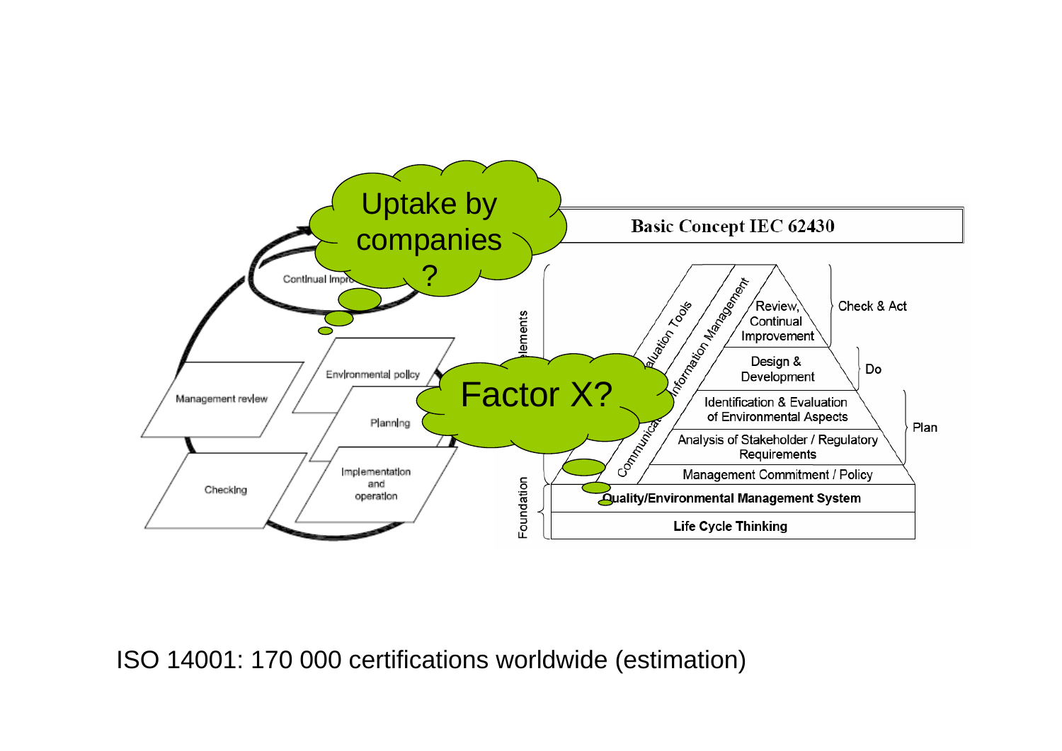Uptake by companies ?

Continual Improvement

Environmental policy

Management review

Planning

Implementation and operation

Checking

Factor X?

Basic Concept IEC 62430

Elements

Evaluation Tools

Information Management

Communication

Review, Continual Improvement

Check & Act

Design & Development

Do

Identification & Evaluation of Environmental Aspects

Analysis of Stakeholder / Regulatory Requirements

Plan

Management Commitment / Policy

Foundation

Quality/Environmental Management System

Life Cycle Thinking

ISO 14001: 170 000 certifications worldwide (estimation)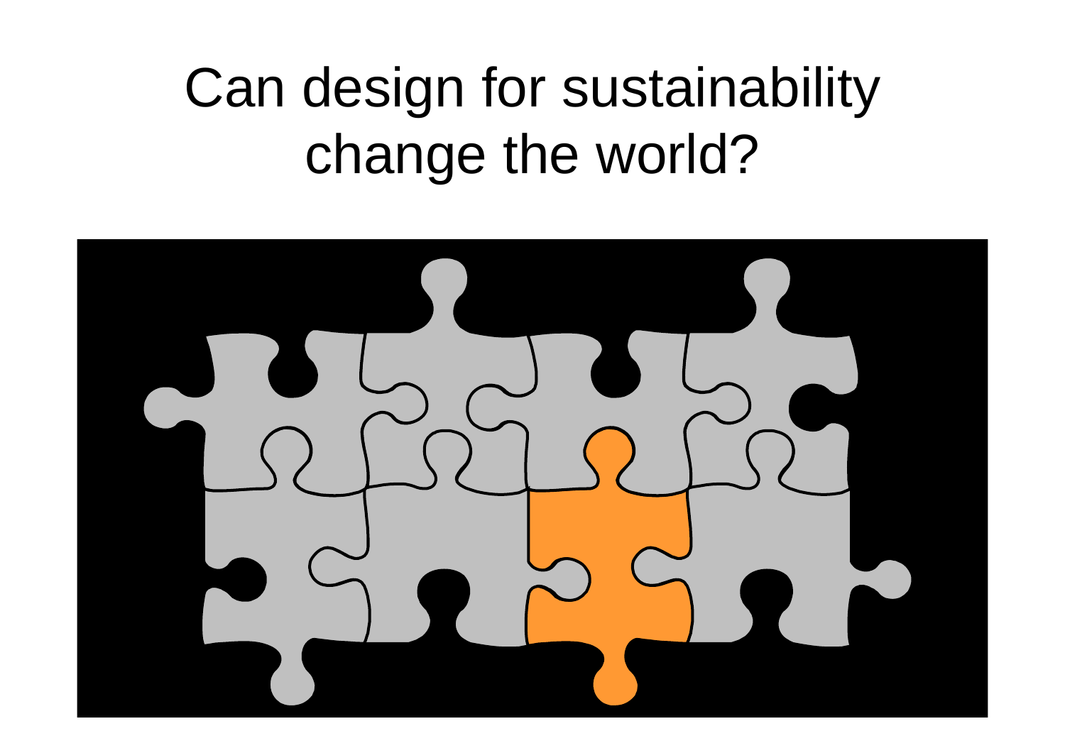# Can design for sustainability change the world?